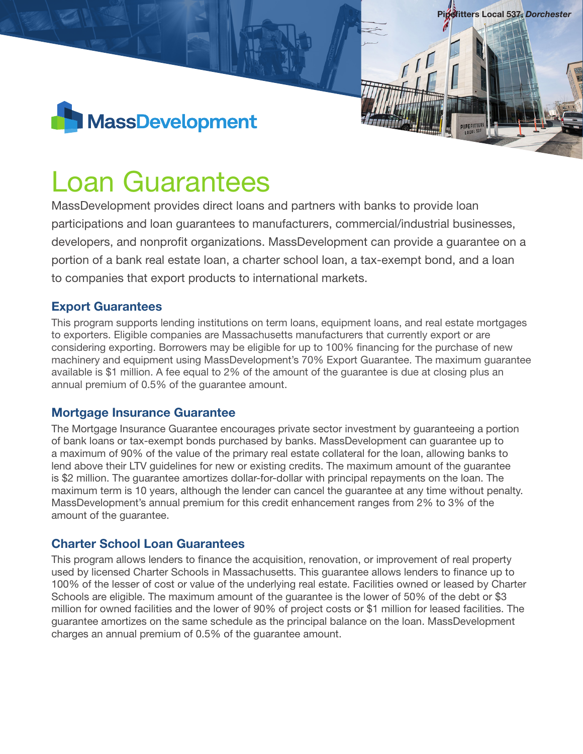MassDevelopment

# Loan Guarantees

MassDevelopment provides direct loans and partners with banks to provide loan participations and loan guarantees to manufacturers, commercial/industrial businesses, developers, and nonprofit organizations. MassDevelopment can provide a guarantee on a portion of a bank real estate loan, a charter school loan, a tax-exempt bond, and a loan to companies that export products to international markets.

## Export Guarantees

This program supports lending institutions on term loans, equipment loans, and real estate mortgages to exporters. Eligible companies are Massachusetts manufacturers that currently export or are considering exporting. Borrowers may be eligible for up to 100% financing for the purchase of new machinery and equipment using MassDevelopment's 70% Export Guarantee. The maximum guarantee available is $1 million. A fee equal to 2% of the amount of the guarantee is due at closing plus an annual premium of 0.5% of the guarantee amount.

## Mortgage Insurance Guarantee

The Mortgage Insurance Guarantee encourages private sector investment by guaranteeing a portion of bank loans or tax-exempt bonds purchased by banks. MassDevelopment can guarantee up to a maximum of 90% of the value of the primary real estate collateral for the loan, allowing banks to lend above their LTV guidelines for new or existing credits. The maximum amount of the guarantee is $2 million. The guarantee amortizes dollar-for-dollar with principal repayments on the loan. The maximum term is 10 years, although the lender can cancel the guarantee at any time without penalty. MassDevelopment's annual premium for this credit enhancement ranges from 2% to 3% of the amount of the guarantee.

## Charter School Loan Guarantees

This program allows lenders to finance the acquisition, renovation, or improvement of real property used by licensed Charter Schools in Massachusetts. This guarantee allows lenders to finance up to 100% of the lesser of cost or value of the underlying real estate. Facilities owned or leased by Charter Schools are eligible. The maximum amount of the guarantee is the lower of 50% of the debt or $3 million for owned facilities and the lower of 90% of project costs or $1 million for leased facilities. The guarantee amortizes on the same schedule as the principal balance on the loan. MassDevelopment charges an annual premium of 0.5% of the guarantee amount.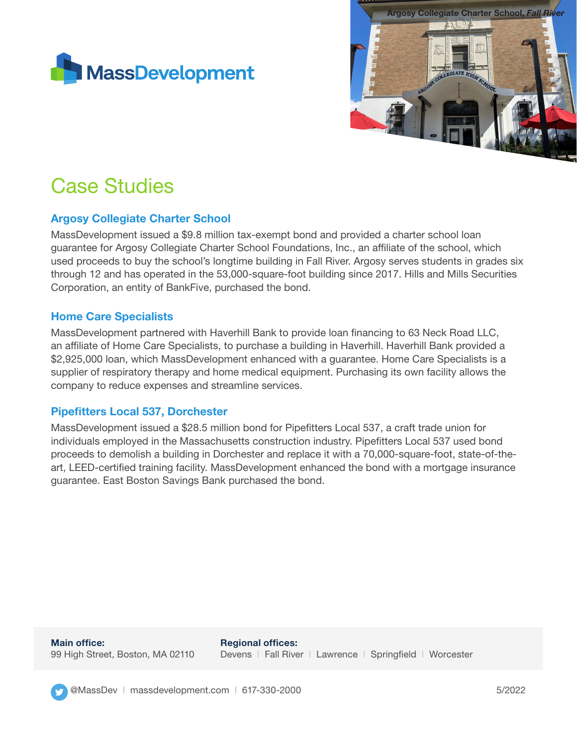MassDevelopment

Argosy Collegiate Charter School, *Fall River*

# Case Studies

### Argosy Collegiate Charter School

MassDevelopment issued a $9.8 million tax-exempt bond and provided a charter school loan guarantee for Argosy Collegiate Charter School Foundations, Inc., an affiliate of the school, which used proceeds to buy the school's longtime building in Fall River. Argosy serves students in grades six through 12 and has operated in the 53,000-square-foot building since 2017. Hills and Mills Securities Corporation, an entity of BankFive, purchased the bond.

### Home Care Specialists

MassDevelopment partnered with Haverhill Bank to provide loan financing to 63 Neck Road LLC, an affiliate of Home Care Specialists, to purchase a building in Haverhill. Haverhill Bank provided a $2,925,000 loan, which MassDevelopment enhanced with a guarantee. Home Care Specialists is a supplier of respiratory therapy and home medical equipment. Purchasing its own facility allows the company to reduce expenses and streamline services.

### Pipefitters Local 537, Dorchester

MassDevelopment issued a $28.5 million bond for Pipefitters Local 537, a craft trade union for individuals employed in the Massachusetts construction industry. Pipefitters Local 537 used bond proceeds to demolish a building in Dorchester and replace it with a 70,000-square-foot, state-of-the-art, LEED-certified training facility. MassDevelopment enhanced the bond with a mortgage insurance guarantee. East Boston Savings Bank purchased the bond.

**Main office:**
99 High Street, Boston, MA 02110

**Regional offices:**
Devens | Fall River | Lawrence | Springfield | Worcester

@MassDev | massdevelopment.com | 617-330-2000

5/2022